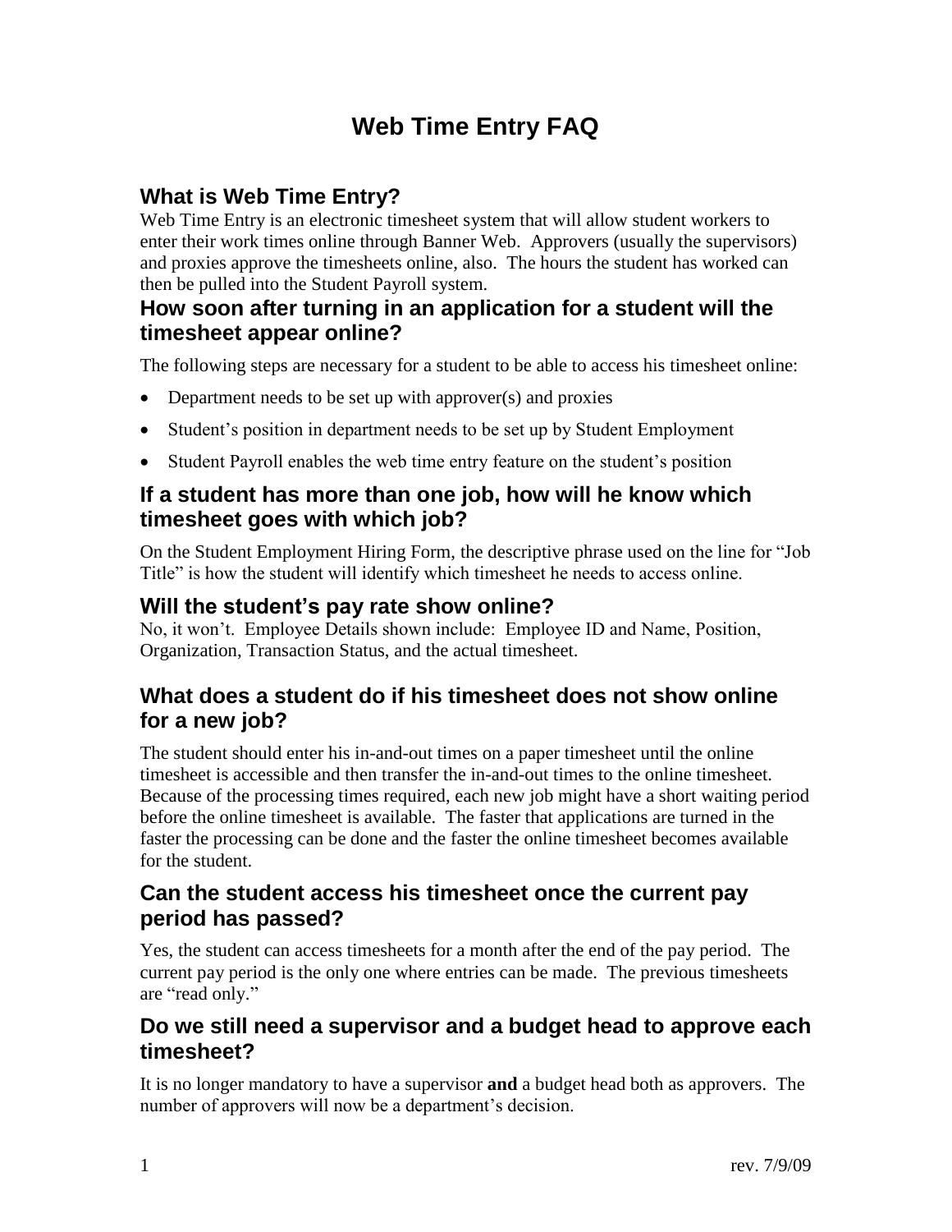# Web Time Entry FAQ

## What is Web Time Entry?

Web Time Entry is an electronic timesheet system that will allow student workers to enter their work times online through Banner Web. Approvers (usually the supervisors) and proxies approve the timesheets online, also. The hours the student has worked can then be pulled into the Student Payroll system.

## How soon after turning in an application for a student will the timesheet appear online?

The following steps are necessary for a student to be able to access his timesheet online:

- Department needs to be set up with approver(s) and proxies
- Student's position in department needs to be set up by Student Employment
- Student Payroll enables the web time entry feature on the student's position

## If a student has more than one job, how will he know which timesheet goes with which job?

On the Student Employment Hiring Form, the descriptive phrase used on the line for "Job Title" is how the student will identify which timesheet he needs to access online.

## Will the student's pay rate show online?

No, it won't. Employee Details shown include: Employee ID and Name, Position, Organization, Transaction Status, and the actual timesheet.

## What does a student do if his timesheet does not show online for a new job?

The student should enter his in-and-out times on a paper timesheet until the online timesheet is accessible and then transfer the in-and-out times to the online timesheet. Because of the processing times required, each new job might have a short waiting period before the online timesheet is available. The faster that applications are turned in the faster the processing can be done and the faster the online timesheet becomes available for the student.

## Can the student access his timesheet once the current pay period has passed?

Yes, the student can access timesheets for a month after the end of the pay period. The current pay period is the only one where entries can be made. The previous timesheets are "read only."

## Do we still need a supervisor and a budget head to approve each timesheet?

It is no longer mandatory to have a supervisor **and** a budget head both as approvers. The number of approvers will now be a department's decision.

rev. 7/9/09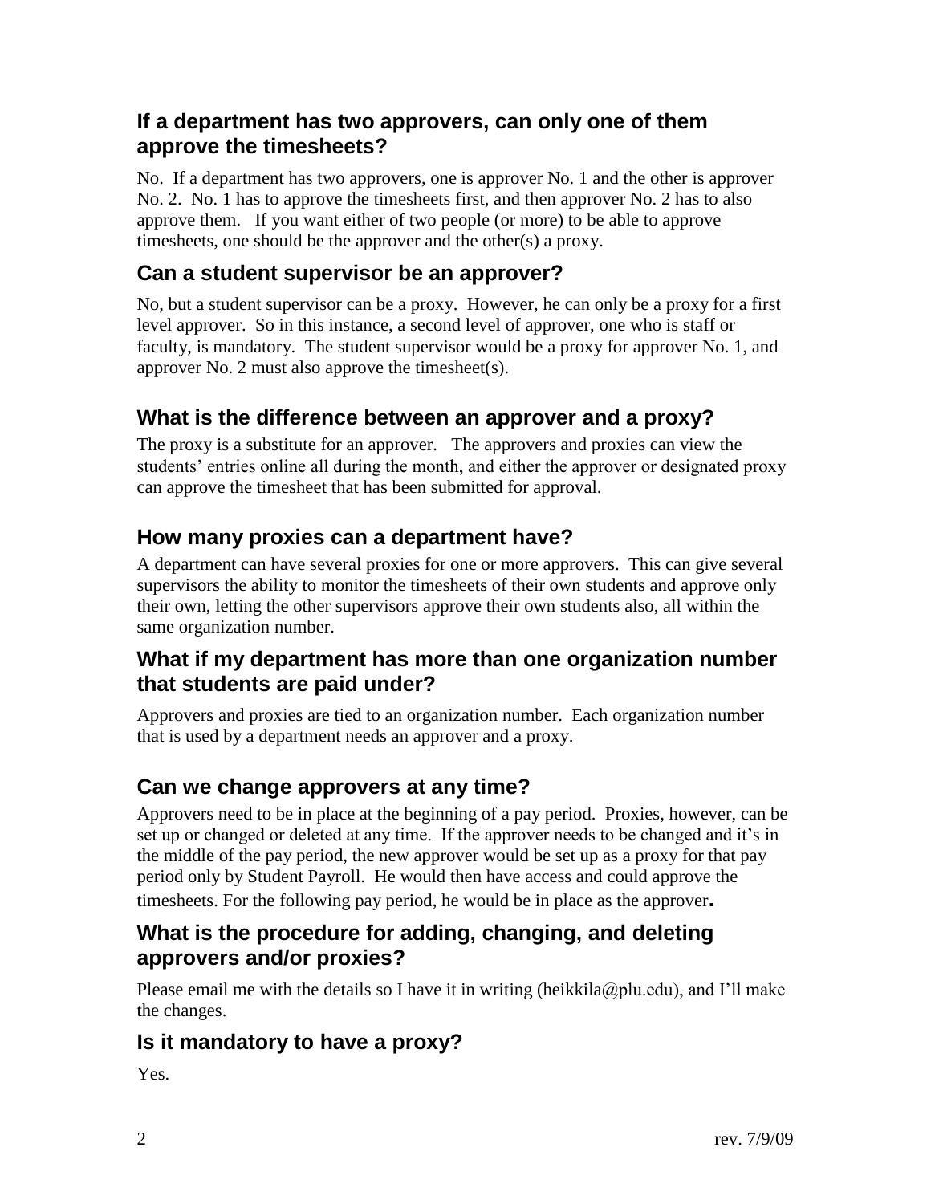## If a department has two approvers, can only one of them approve the timesheets?

No. If a department has two approvers, one is approver No. 1 and the other is approver No. 2. No. 1 has to approve the timesheets first, and then approver No. 2 has to also approve them. If you want either of two people (or more) to be able to approve timesheets, one should be the approver and the other(s) a proxy.

## Can a student supervisor be an approver?

No, but a student supervisor can be a proxy. However, he can only be a proxy for a first level approver. So in this instance, a second level of approver, one who is staff or faculty, is mandatory. The student supervisor would be a proxy for approver No. 1, and approver No. 2 must also approve the timesheet(s).

## What is the difference between an approver and a proxy?

The proxy is a substitute for an approver. The approvers and proxies can view the students' entries online all during the month, and either the approver or designated proxy can approve the timesheet that has been submitted for approval.

## How many proxies can a department have?

A department can have several proxies for one or more approvers. This can give several supervisors the ability to monitor the timesheets of their own students and approve only their own, letting the other supervisors approve their own students also, all within the same organization number.

## What if my department has more than one organization number that students are paid under?

Approvers and proxies are tied to an organization number. Each organization number that is used by a department needs an approver and a proxy.

## Can we change approvers at any time?

Approvers need to be in place at the beginning of a pay period. Proxies, however, can be set up or changed or deleted at any time. If the approver needs to be changed and it's in the middle of the pay period, the new approver would be set up as a proxy for that pay period only by Student Payroll. He would then have access and could approve the timesheets. For the following pay period, he would be in place as the approver**.**

## What is the procedure for adding, changing, and deleting approvers and/or proxies?

Please email me with the details so I have it in writing (heikkila@plu.edu), and I'll make the changes.

## Is it mandatory to have a proxy?

Yes.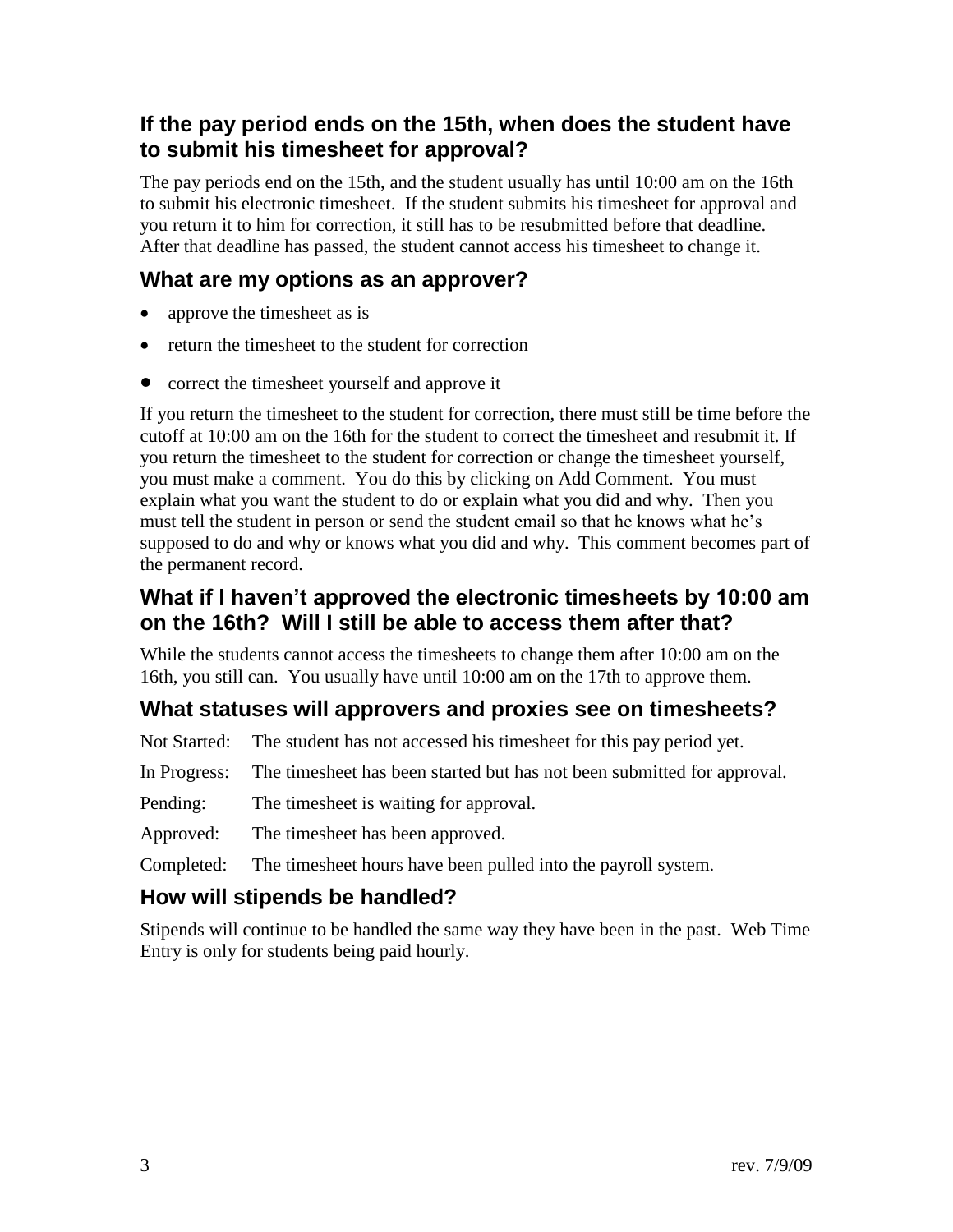## If the pay period ends on the 15th, when does the student have to submit his timesheet for approval?

The pay periods end on the 15th, and the student usually has until 10:00 am on the 16th to submit his electronic timesheet. If the student submits his timesheet for approval and you return it to him for correction, it still has to be resubmitted before that deadline. After that deadline has passed, <u>the student cannot access his timesheet to change it</u>.

## What are my options as an approver?

- approve the timesheet as is
- return the timesheet to the student for correction
- correct the timesheet yourself and approve it

If you return the timesheet to the student for correction, there must still be time before the cutoff at 10:00 am on the 16th for the student to correct the timesheet and resubmit it. If you return the timesheet to the student for correction or change the timesheet yourself, you must make a comment. You do this by clicking on Add Comment. You must explain what you want the student to do or explain what you did and why. Then you must tell the student in person or send the student email so that he knows what he's supposed to do and why or knows what you did and why. This comment becomes part of the permanent record.

## What if I haven't approved the electronic timesheets by 10:00 am on the 16th? Will I still be able to access them after that?

While the students cannot access the timesheets to change them after 10:00 am on the 16th, you still can. You usually have until 10:00 am on the 17th to approve them.

## What statuses will approvers and proxies see on timesheets?

| | |
|---|---|
| Not Started: | The student has not accessed his timesheet for this pay period yet. |
| In Progress: | The timesheet has been started but has not been submitted for approval. |
| Pending: | The timesheet is waiting for approval. |
| Approved: | The timesheet has been approved. |
| Completed: | The timesheet hours have been pulled into the payroll system. |

## How will stipends be handled?

Stipends will continue to be handled the same way they have been in the past. Web Time Entry is only for students being paid hourly.

rev. 7/9/09